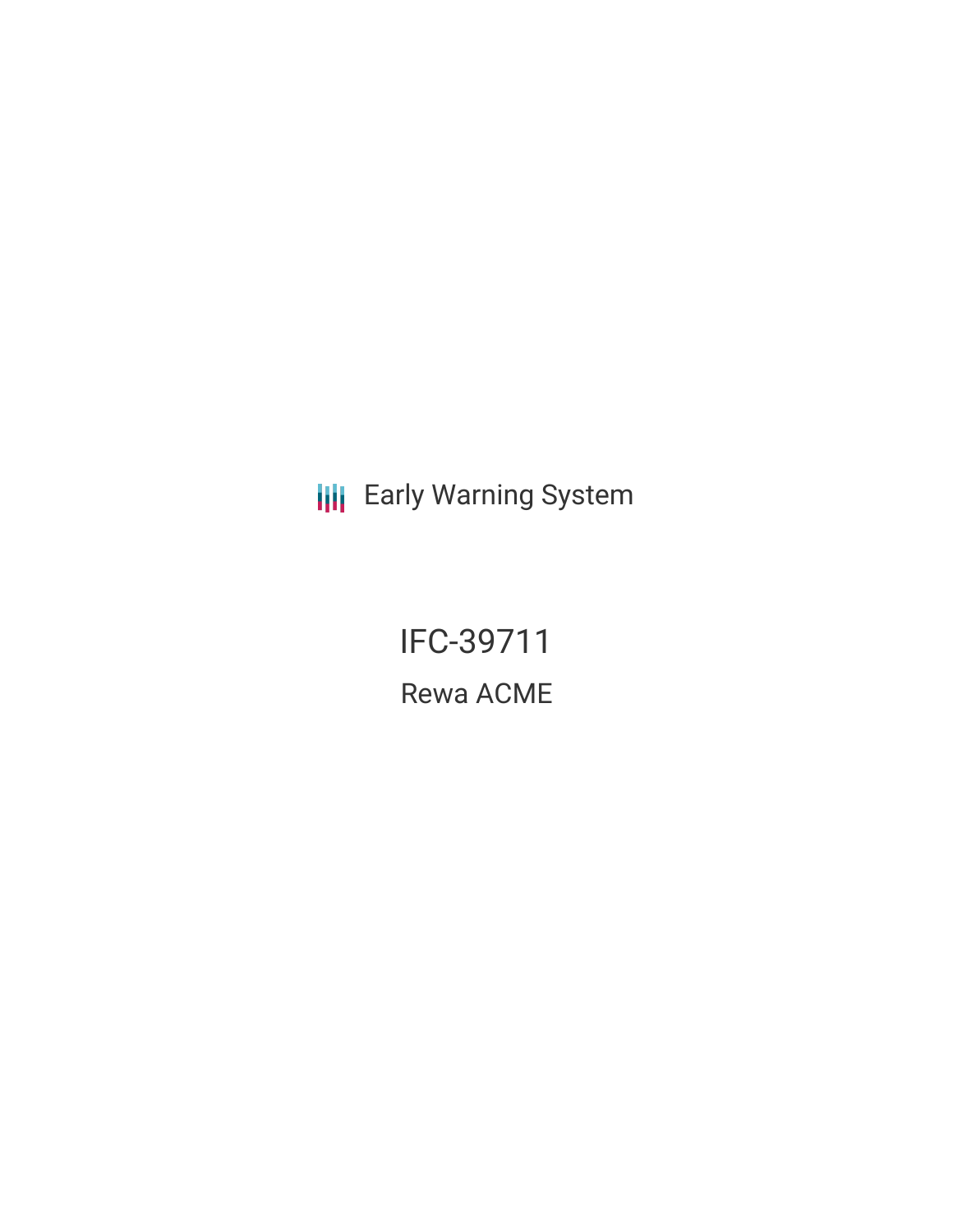Early Warning System

# IFC-39711

## Rewa ACME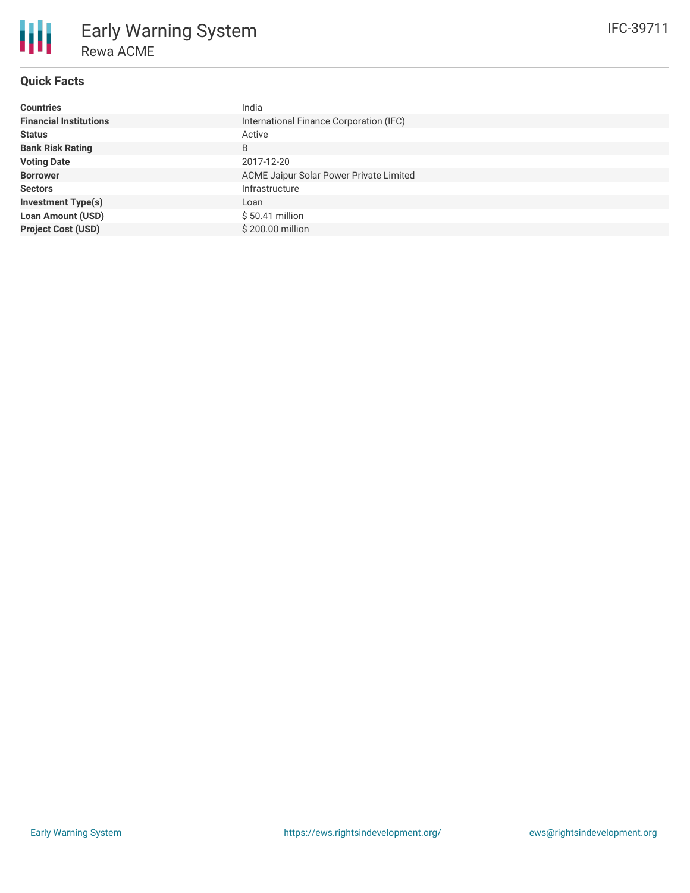# Early Warning System

## Rewa ACME

IFC-39711

### Quick Facts

| | |
|---|---|
| **Countries** | India |
| **Financial Institutions** | International Finance Corporation (IFC) |
| **Status** | Active |
| **Bank Risk Rating** | B |
| **Voting Date** | 2017-12-20 |
| **Borrower** | ACME Jaipur Solar Power Private Limited |
| **Sectors** | Infrastructure |
| **Investment Type(s)** | Loan |
| **Loan Amount (USD)** | $ 50.41 million |
| **Project Cost (USD)** | $ 200.00 million |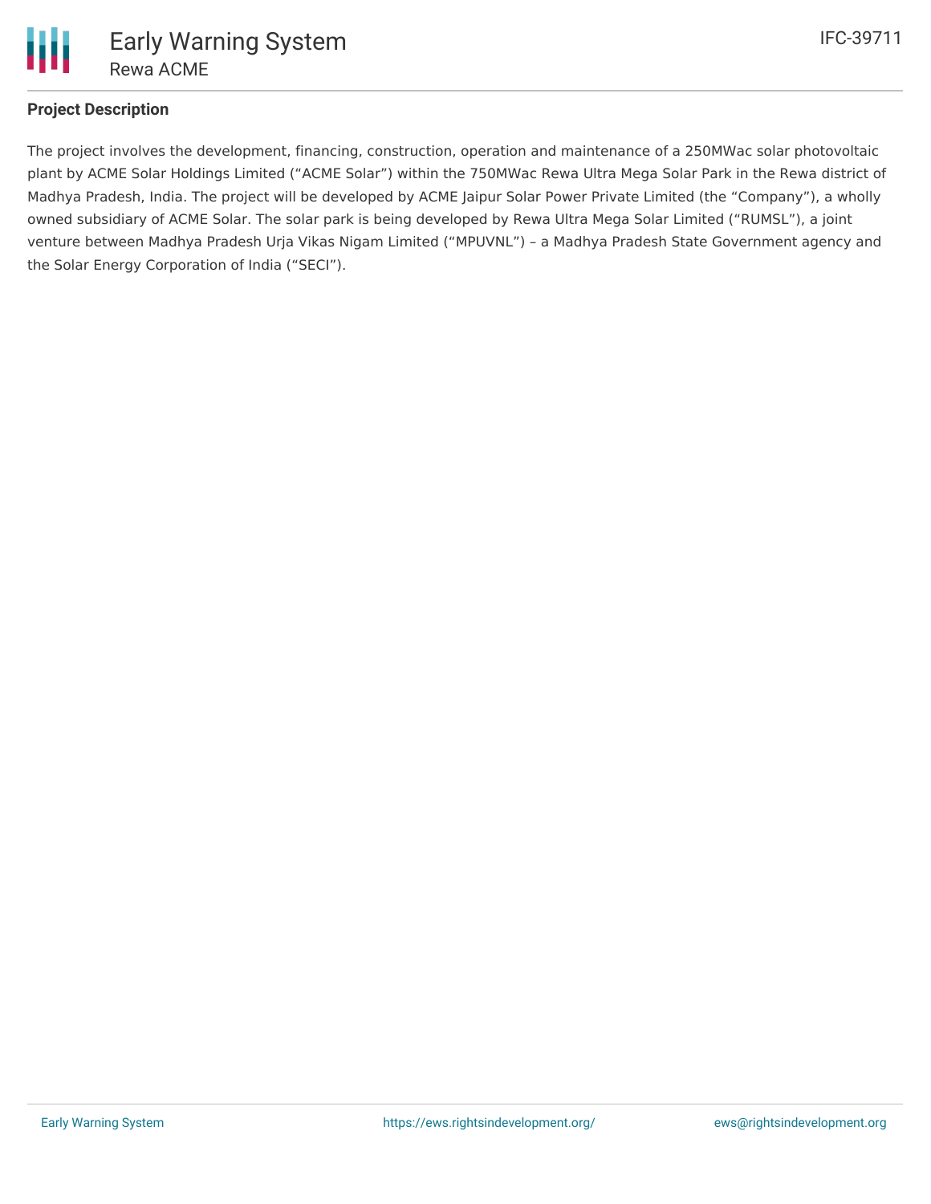## Project Description

The project involves the development, financing, construction, operation and maintenance of a 250MWac solar photovoltaic plant by ACME Solar Holdings Limited ("ACME Solar") within the 750MWac Rewa Ultra Mega Solar Park in the Rewa district of Madhya Pradesh, India. The project will be developed by ACME Jaipur Solar Power Private Limited (the "Company"), a wholly owned subsidiary of ACME Solar. The solar park is being developed by Rewa Ultra Mega Solar Limited ("RUMSL"), a joint venture between Madhya Pradesh Urja Vikas Nigam Limited ("MPUVNL") – a Madhya Pradesh State Government agency and the Solar Energy Corporation of India ("SECI").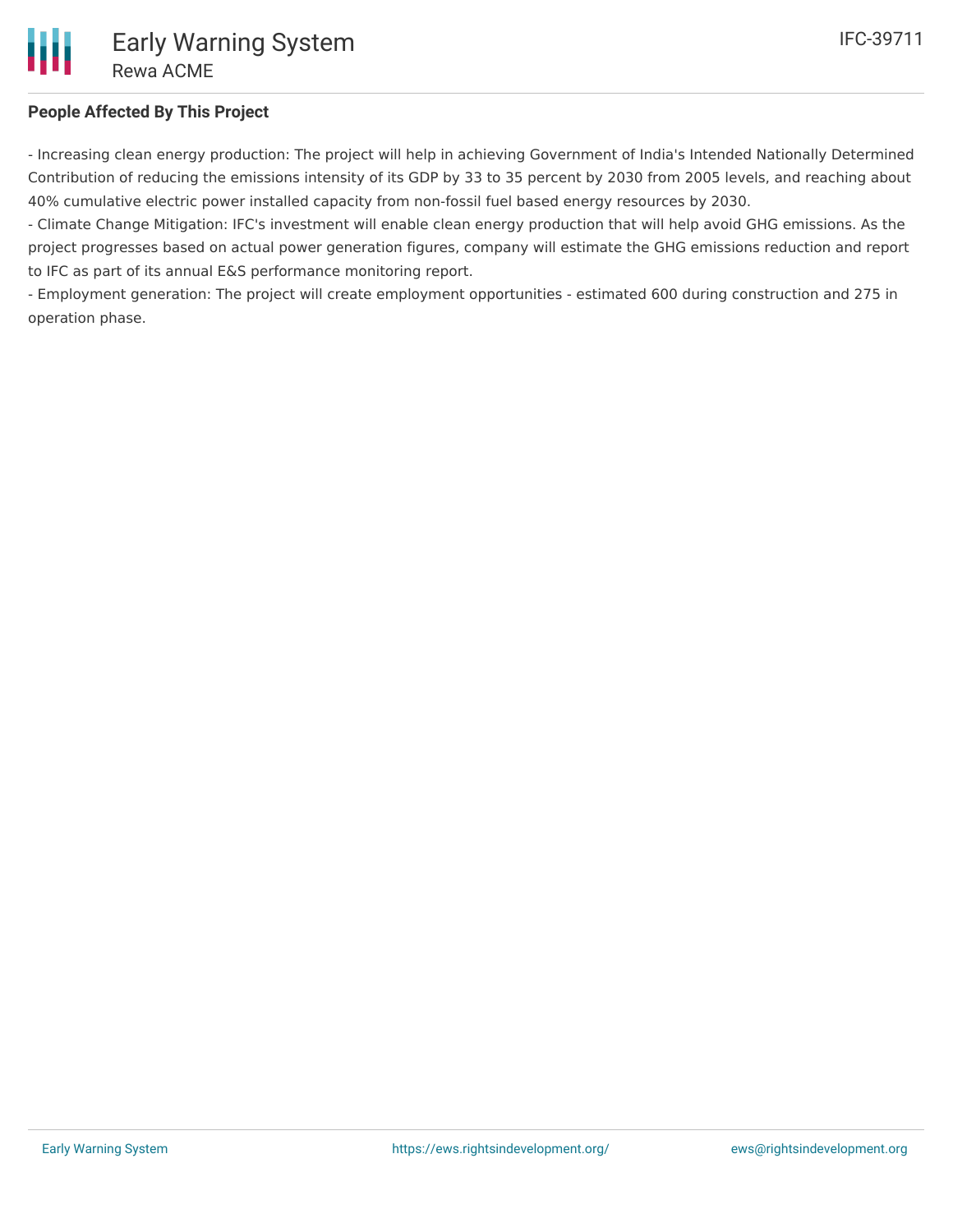**People Affected By This Project**

- Increasing clean energy production: The project will help in achieving Government of India's Intended Nationally Determined Contribution of reducing the emissions intensity of its GDP by 33 to 35 percent by 2030 from 2005 levels, and reaching about 40% cumulative electric power installed capacity from non-fossil fuel based energy resources by 2030.
- Climate Change Mitigation: IFC's investment will enable clean energy production that will help avoid GHG emissions. As the project progresses based on actual power generation figures, company will estimate the GHG emissions reduction and report to IFC as part of its annual E&S performance monitoring report.
- Employment generation: The project will create employment opportunities - estimated 600 during construction and 275 in operation phase.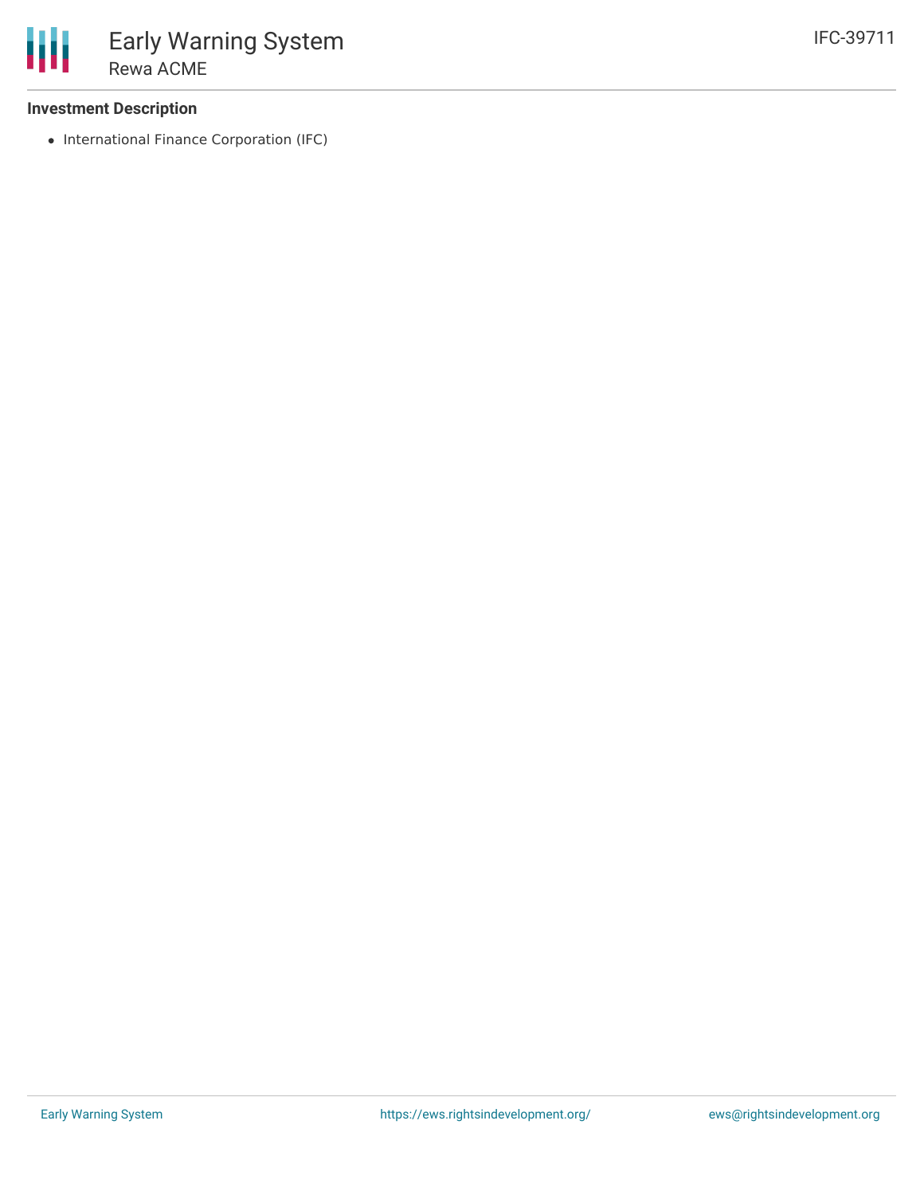### Investment Description

- International Finance Corporation (IFC)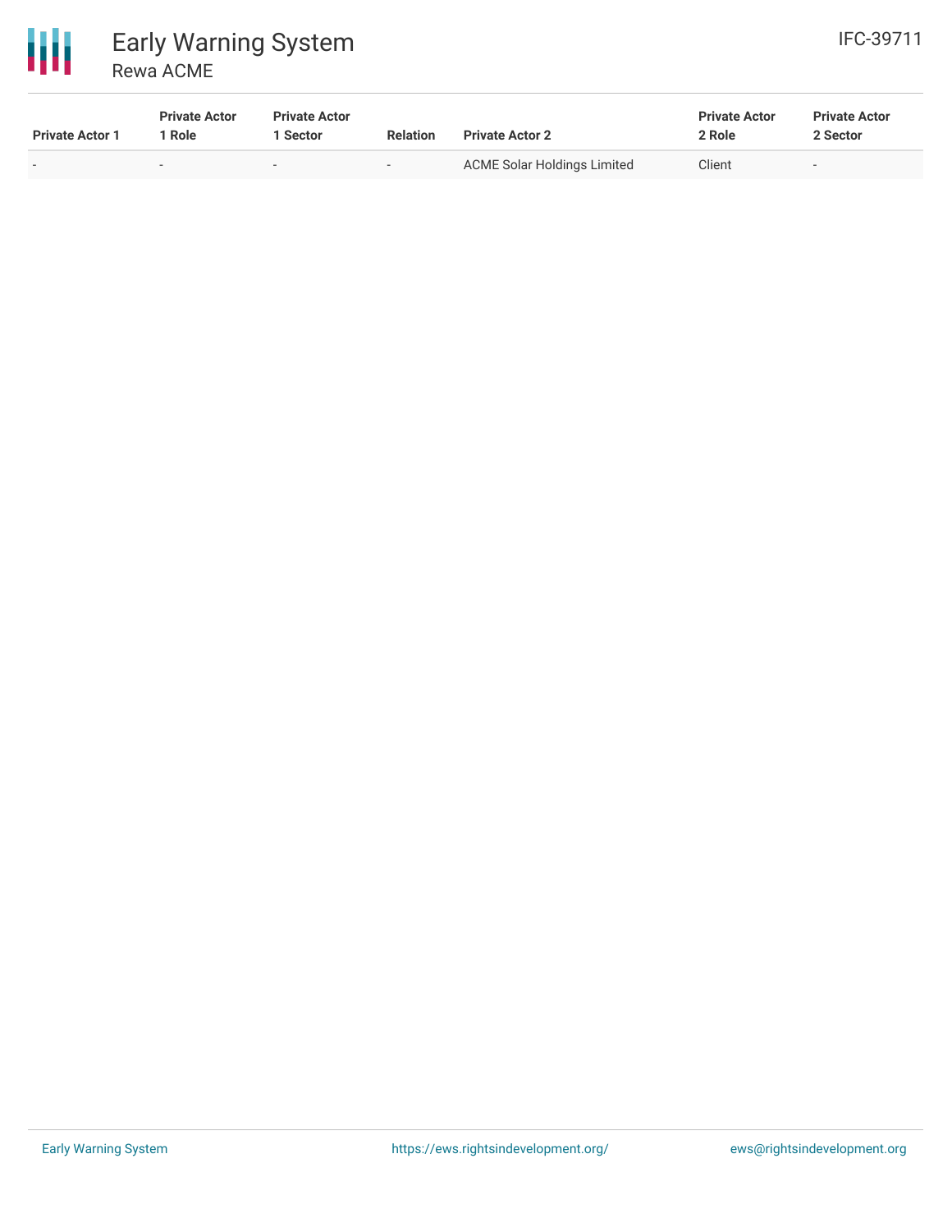| Private Actor 1 | Private Actor 1 Role | Private Actor 1 Sector | Relation | Private Actor 2 | Private Actor 2 Role | Private Actor 2 Sector |
|---|---|---|---|---|---|---|
| - | - | - | - | ACME Solar Holdings Limited | Client | - |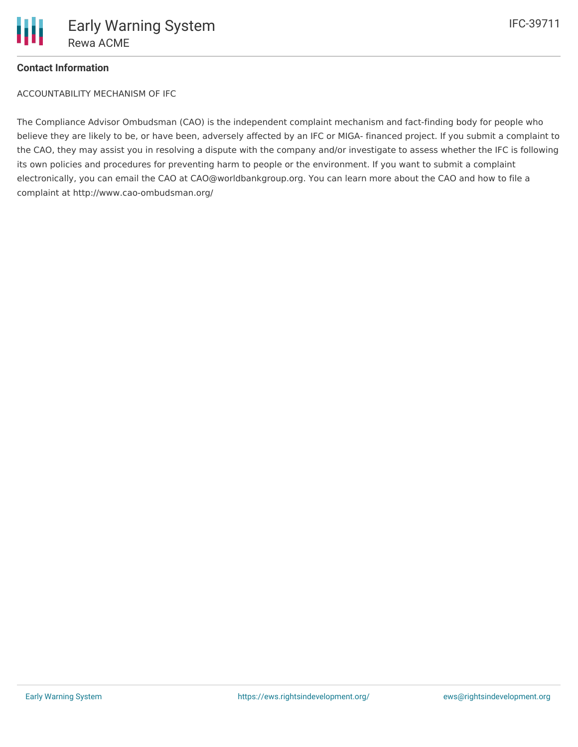**Contact Information**

ACCOUNTABILITY MECHANISM OF IFC

The Compliance Advisor Ombudsman (CAO) is the independent complaint mechanism and fact-finding body for people who believe they are likely to be, or have been, adversely affected by an IFC or MIGA- financed project. If you submit a complaint to the CAO, they may assist you in resolving a dispute with the company and/or investigate to assess whether the IFC is following its own policies and procedures for preventing harm to people or the environment. If you want to submit a complaint electronically, you can email the CAO at CAO@worldbankgroup.org. You can learn more about the CAO and how to file a complaint at http://www.cao-ombudsman.org/